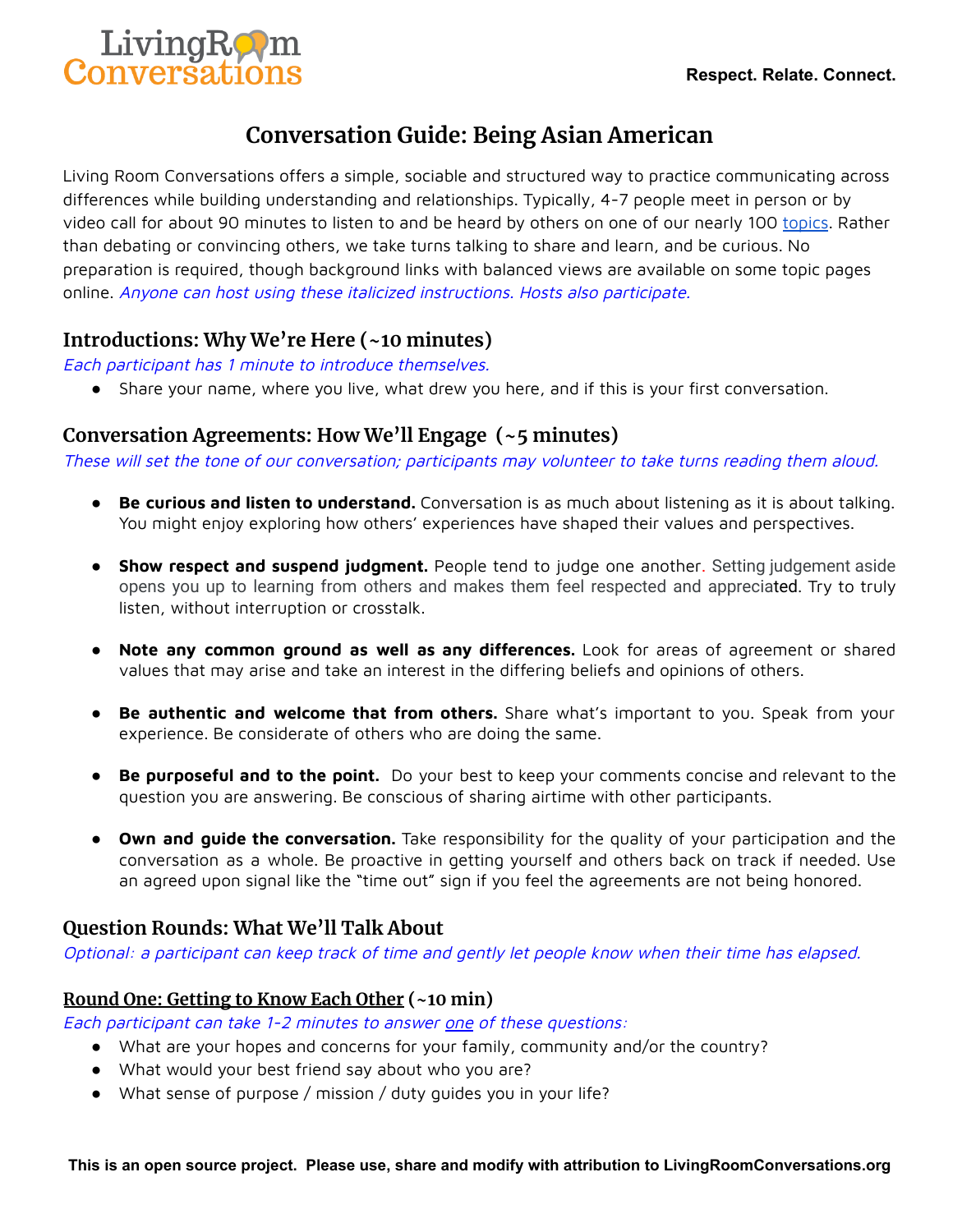Respect. Relate. Connect.

# Conversation Guide: Being Asian American

Living Room Conversations offers a simple, sociable and structured way to practice communicating across differences while building understanding and relationships. Typically, 4-7 people meet in person or by video call for about 90 minutes to listen to and be heard by others on one of our nearly 100 topics. Rather than debating or convincing others, we take turns talking to share and learn, and be curious. No preparation is required, though background links with balanced views are available on some topic pages online. *Anyone can host using these italicized instructions. Hosts also participate.*

## Introductions: Why We're Here (~10 minutes)

*Each participant has 1 minute to introduce themselves.*

- Share your name, where you live, what drew you here, and if this is your first conversation.

## Conversation Agreements: How We'll Engage (~5 minutes)

*These will set the tone of our conversation; participants may volunteer to take turns reading them aloud.*

- **Be curious and listen to understand.** Conversation is as much about listening as it is about talking. You might enjoy exploring how others' experiences have shaped their values and perspectives.
- **Show respect and suspend judgment.** People tend to judge one another. Setting judgement aside opens you up to learning from others and makes them feel respected and appreciated. Try to truly listen, without interruption or crosstalk.
- **Note any common ground as well as any differences.** Look for areas of agreement or shared values that may arise and take an interest in the differing beliefs and opinions of others.
- **Be authentic and welcome that from others.** Share what's important to you. Speak from your experience. Be considerate of others who are doing the same.
- **Be purposeful and to the point.** Do your best to keep your comments concise and relevant to the question you are answering. Be conscious of sharing airtime with other participants.
- **Own and guide the conversation.** Take responsibility for the quality of your participation and the conversation as a whole. Be proactive in getting yourself and others back on track if needed. Use an agreed upon signal like the "time out" sign if you feel the agreements are not being honored.

## Question Rounds: What We'll Talk About

*Optional: a participant can keep track of time and gently let people know when their time has elapsed.*

### Round One: Getting to Know Each Other (~10 min)

*Each participant can take 1-2 minutes to answer one of these questions:*

- What are your hopes and concerns for your family, community and/or the country?
- What would your best friend say about who you are?
- What sense of purpose / mission / duty guides you in your life?

**This is an open source project. Please use, share and modify with attribution to LivingRoomConversations.org**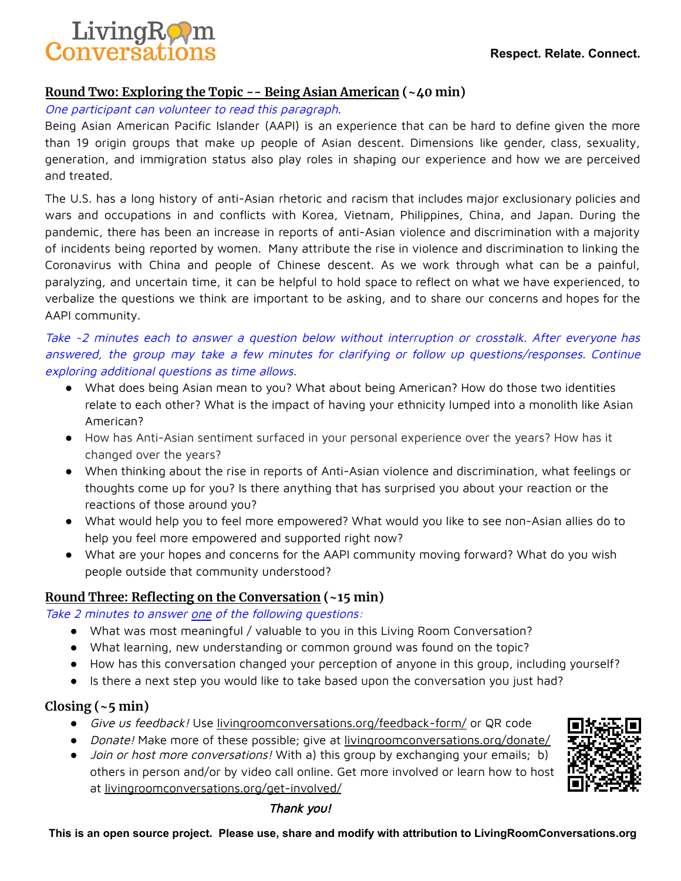## Round Two: Exploring the Topic -- Being Asian American (~40 min)

*One participant can volunteer to read this paragraph.*

Being Asian American Pacific Islander (AAPI) is an experience that can be hard to define given the more than 19 origin groups that make up people of Asian descent. Dimensions like gender, class, sexuality, generation, and immigration status also play roles in shaping our experience and how we are perceived and treated.

The U.S. has a long history of anti-Asian rhetoric and racism that includes major exclusionary policies and wars and occupations in and conflicts with Korea, Vietnam, Philippines, China, and Japan. During the pandemic, there has been an increase in reports of anti-Asian violence and discrimination with a majority of incidents being reported by women. Many attribute the rise in violence and discrimination to linking the Coronavirus with China and people of Chinese descent. As we work through what can be a painful, paralyzing, and uncertain time, it can be helpful to hold space to reflect on what we have experienced, to verbalize the questions we think are important to be asking, and to share our concerns and hopes for the AAPI community.

*Take ~2 minutes each to answer a question below without interruption or crosstalk. After everyone has answered, the group may take a few minutes for clarifying or follow up questions/responses. Continue exploring additional questions as time allows.*

- What does being Asian mean to you? What about being American? How do those two identities relate to each other? What is the impact of having your ethnicity lumped into a monolith like Asian American?
- How has Anti-Asian sentiment surfaced in your personal experience over the years? How has it changed over the years?
- When thinking about the rise in reports of Anti-Asian violence and discrimination, what feelings or thoughts come up for you? Is there anything that has surprised you about your reaction or the reactions of those around you?
- What would help you to feel more empowered? What would you like to see non-Asian allies do to help you feel more empowered and supported right now?
- What are your hopes and concerns for the AAPI community moving forward? What do you wish people outside that community understood?

## Round Three: Reflecting on the Conversation (~15 min)

*Take 2 minutes to answer one of the following questions:*

- What was most meaningful / valuable to you in this Living Room Conversation?
- What learning, new understanding or common ground was found on the topic?
- How has this conversation changed your perception of anyone in this group, including yourself?
- Is there a next step you would like to take based upon the conversation you just had?

## Closing (~5 min)

- *Give us feedback!* Use livingroomconversations.org/feedback-form/ or QR code
- *Donate!* Make more of these possible; give at livingroomconversations.org/donate/
- *Join or host more conversations!* With a) this group by exchanging your emails; b) others in person and/or by video call online. Get more involved or learn how to host at livingroomconversations.org/get-involved/

*Thank you!*

**This is an open source project. Please use, share and modify with attribution to LivingRoomConversations.org**